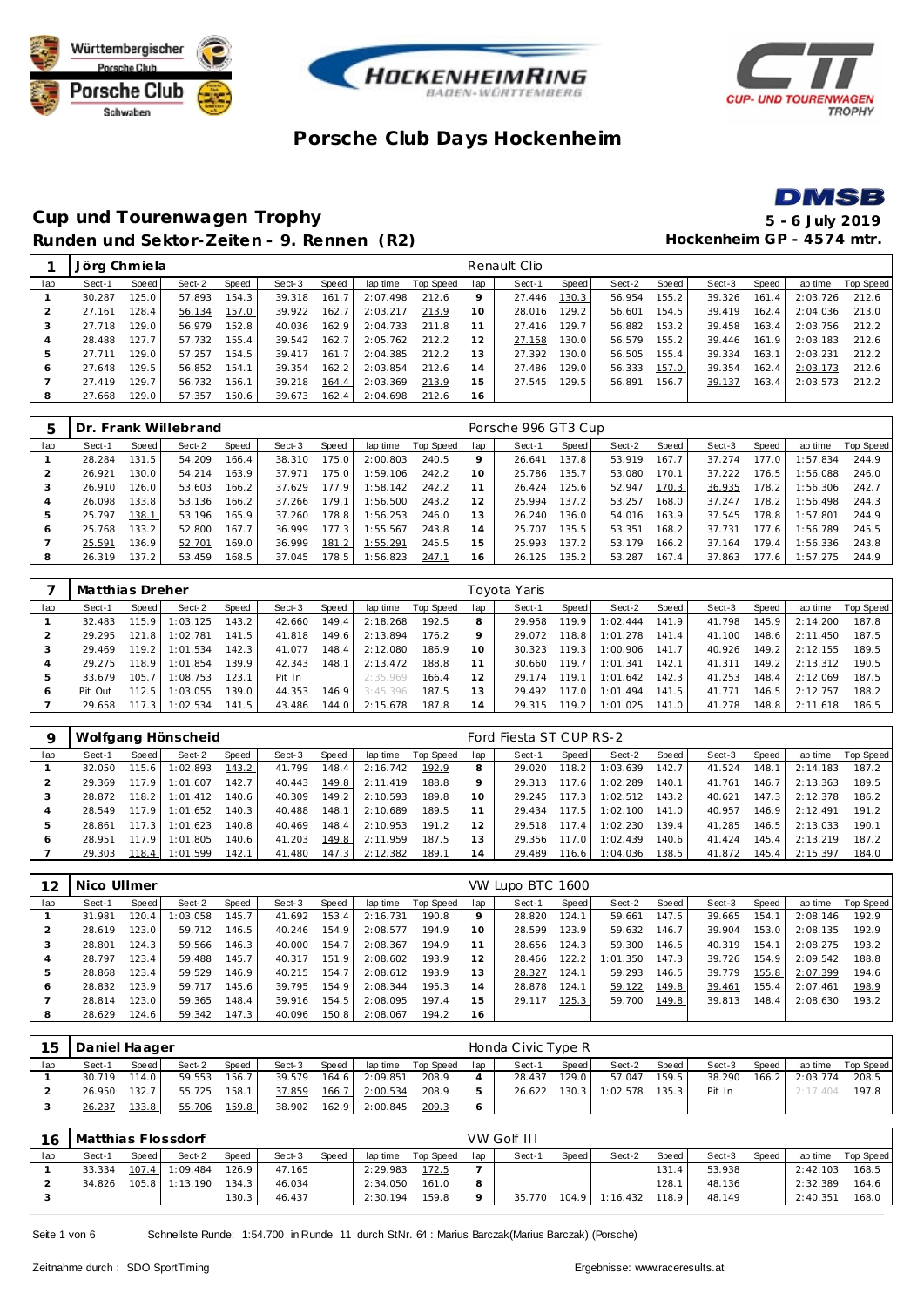# Porsche Club Days Hockenheim

## Cup und Tourenwagen Trophy

**5 - 6 July 2019**

### Runden und Sektor-Zeiten - 9. Rennen (R2)

**Hockenheim GP - 4574 mtr.**

| 1 | Jörg Chmiela | | | | | | | | Renault Clio | | | | | | | | |
|---|---|---|---|---|---|---|---|---|---|---|---|---|---|---|---|---|---|
| lap | Sect-1 | Speed | Sect-2 | Speed | Sect-3 | Speed | lap time | Top Speed | lap | Sect-1 | Speed | Sect-2 | Speed | Sect-3 | Speed | lap time | Top Speed |
| 1 | 30.287 | 125.0 | 57.893 | 154.3 | 39.318 | 161.7 | 2:07.498 | 212.6 | 9 | 27.446 | 130.3 | 56.954 | 155.2 | 39.326 | 161.4 | 2:03.726 | 212.6 |
| 2 | 27.161 | 128.4 | 56.134 | 157.0 | 39.922 | 162.7 | 2:03.217 | 213.9 | 10 | 28.016 | 129.2 | 56.601 | 154.5 | 39.419 | 162.4 | 2:04.036 | 213.0 |
| 3 | 27.718 | 129.0 | 56.979 | 152.8 | 40.036 | 162.9 | 2:04.733 | 211.8 | 11 | 27.416 | 129.7 | 56.882 | 153.2 | 39.458 | 163.4 | 2:03.756 | 212.2 |
| 4 | 28.488 | 127.7 | 57.732 | 155.4 | 39.542 | 162.7 | 2:05.762 | 212.2 | 12 | 27.158 | 130.0 | 56.579 | 155.2 | 39.446 | 161.9 | 2:03.183 | 212.6 |
| 5 | 27.711 | 129.0 | 57.257 | 154.5 | 39.417 | 161.7 | 2:04.385 | 212.2 | 13 | 27.392 | 130.0 | 56.505 | 155.4 | 39.334 | 163.1 | 2:03.231 | 212.2 |
| 6 | 27.648 | 129.5 | 56.852 | 154.1 | 39.354 | 162.2 | 2:03.854 | 212.6 | 14 | 27.486 | 129.0 | 56.333 | 157.0 | 39.354 | 162.4 | 2:03.173 | 212.6 |
| 7 | 27.419 | 129.7 | 56.732 | 156.1 | 39.218 | 164.4 | 2:03.369 | 213.9 | 15 | 27.545 | 129.5 | 56.891 | 156.7 | 39.137 | 163.4 | 2:03.573 | 212.2 |
| 8 | 27.668 | 129.0 | 57.357 | 150.6 | 39.673 | 162.4 | 2:04.698 | 212.6 | 16 | | | | | | | | |

| 5 | Dr. Frank Willebrand | | | | | | | | Porsche 996 GT3 Cup | | | | | | | | |
|---|---|---|---|---|---|---|---|---|---|---|---|---|---|---|---|---|---|
| lap | Sect-1 | Speed | Sect-2 | Speed | Sect-3 | Speed | lap time | Top Speed | lap | Sect-1 | Speed | Sect-2 | Speed | Sect-3 | Speed | lap time | Top Speed |
| 1 | 28.284 | 131.5 | 54.209 | 166.4 | 38.310 | 175.0 | 2:00.803 | 240.5 | 9 | 26.641 | 137.8 | 53.919 | 167.7 | 37.274 | 177.0 | 1:57.834 | 244.9 |
| 2 | 26.921 | 130.0 | 54.214 | 163.9 | 37.971 | 175.0 | 1:59.106 | 242.2 | 10 | 25.786 | 135.7 | 53.080 | 170.1 | 37.222 | 176.5 | 1:56.088 | 246.0 |
| 3 | 26.910 | 126.0 | 53.603 | 166.2 | 37.629 | 177.9 | 1:58.142 | 242.2 | 11 | 26.424 | 125.6 | 52.947 | 170.3 | 36.935 | 178.2 | 1:56.306 | 242.7 |
| 4 | 26.098 | 133.8 | 53.136 | 166.2 | 37.266 | 179.1 | 1:56.500 | 243.2 | 12 | 25.994 | 137.2 | 53.257 | 168.0 | 37.247 | 178.2 | 1:56.498 | 244.3 |
| 5 | 25.797 | 138.1 | 53.196 | 165.9 | 37.260 | 178.8 | 1:56.253 | 246.0 | 13 | 26.240 | 136.0 | 54.016 | 163.9 | 37.545 | 178.8 | 1:57.801 | 244.9 |
| 6 | 25.768 | 133.2 | 52.800 | 167.7 | 36.999 | 177.3 | 1:55.567 | 243.8 | 14 | 25.707 | 135.5 | 53.351 | 168.2 | 37.731 | 177.6 | 1:56.789 | 245.5 |
| 7 | 25.591 | 136.9 | 52.701 | 169.0 | 36.999 | 181.2 | 1:55.291 | 245.5 | 15 | 25.993 | 137.2 | 53.179 | 166.2 | 37.164 | 179.4 | 1:56.336 | 243.8 |
| 8 | 26.319 | 137.2 | 53.459 | 168.5 | 37.045 | 178.5 | 1:56.823 | 247.1 | 16 | 26.125 | 135.2 | 53.287 | 167.4 | 37.863 | 177.6 | 1:57.275 | 244.9 |

| 7 | Matthias Dreher | | | | | | | | Toyota Yaris | | | | | | | | |
|---|---|---|---|---|---|---|---|---|---|---|---|---|---|---|---|---|---|
| lap | Sect-1 | Speed | Sect-2 | Speed | Sect-3 | Speed | lap time | Top Speed | lap | Sect-1 | Speed | Sect-2 | Speed | Sect-3 | Speed | lap time | Top Speed |
| 1 | 32.483 | 115.9 | 1:03.125 | 143.2 | 42.660 | 149.4 | 2:18.268 | 192.5 | 8 | 29.958 | 119.9 | 1:02.444 | 141.9 | 41.798 | 145.9 | 2:14.200 | 187.8 |
| 2 | 29.295 | 121.8 | 1:02.781 | 141.5 | 41.818 | 149.6 | 2:13.894 | 176.2 | 9 | 29.072 | 118.8 | 1:01.278 | 141.4 | 41.100 | 148.6 | 2:11.450 | 187.5 |
| 3 | 29.469 | 119.2 | 1:01.534 | 142.3 | 41.077 | 148.4 | 2:12.080 | 186.9 | 10 | 30.323 | 119.3 | 1:00.906 | 141.7 | 40.926 | 149.2 | 2:12.155 | 189.5 |
| 4 | 29.275 | 118.9 | 1:01.854 | 139.9 | 42.343 | 148.1 | 2:13.472 | 188.8 | 11 | 30.660 | 119.7 | 1:01.341 | 142.1 | 41.311 | 149.2 | 2:13.312 | 190.5 |
| 5 | 33.679 | 105.7 | 1:08.753 | 123.1 | Pit In | | 2:35.969 | 166.4 | 12 | 29.174 | 119.1 | 1:01.642 | 142.3 | 41.253 | 148.4 | 2:12.069 | 187.5 |
| 6 | Pit Out | 112.5 | 1:03.055 | 139.0 | 44.353 | 146.9 | 3:45.396 | 187.5 | 13 | 29.492 | 117.0 | 1:01.494 | 141.5 | 41.771 | 146.5 | 2:12.757 | 188.2 |
| 7 | 29.658 | 117.3 | 1:02.534 | 141.5 | 43.486 | 144.0 | 2:15.678 | 187.8 | 14 | 29.315 | 119.2 | 1:01.025 | 141.0 | 41.278 | 148.8 | 2:11.618 | 186.5 |

| 9 | Wolfgang Hönscheid | | | | | | | | Ford Fiesta ST CUP RS-2 | | | | | | | | |
|---|---|---|---|---|---|---|---|---|---|---|---|---|---|---|---|---|---|
| lap | Sect-1 | Speed | Sect-2 | Speed | Sect-3 | Speed | lap time | Top Speed | lap | Sect-1 | Speed | Sect-2 | Speed | Sect-3 | Speed | lap time | Top Speed |
| 1 | 32.050 | 115.6 | 1:02.893 | 143.2 | 41.799 | 148.4 | 2:16.742 | 192.9 | 8 | 29.020 | 118.2 | 1:03.639 | 142.7 | 41.524 | 148.1 | 2:14.183 | 187.2 |
| 2 | 29.369 | 117.9 | 1:01.607 | 142.7 | 40.443 | 149.8 | 2:11.419 | 188.8 | 9 | 29.313 | 117.6 | 1:02.289 | 140.1 | 41.761 | 146.7 | 2:13.363 | 189.5 |
| 3 | 28.872 | 118.2 | 1:01.412 | 140.6 | 40.309 | 149.2 | 2:10.593 | 189.8 | 10 | 29.245 | 117.3 | 1:02.512 | 143.2 | 40.621 | 147.3 | 2:12.378 | 186.2 |
| 4 | 28.549 | 117.9 | 1:01.652 | 140.3 | 40.488 | 148.1 | 2:10.689 | 189.5 | 11 | 29.434 | 117.5 | 1:02.100 | 141.0 | 40.957 | 146.9 | 2:12.491 | 191.2 |
| 5 | 28.861 | 117.3 | 1:01.623 | 140.8 | 40.469 | 148.4 | 2:10.953 | 191.2 | 12 | 29.518 | 117.4 | 1:02.230 | 139.4 | 41.285 | 146.5 | 2:13.033 | 190.1 |
| 6 | 28.951 | 117.9 | 1:01.805 | 140.6 | 41.203 | 149.8 | 2:11.959 | 187.5 | 13 | 29.356 | 117.0 | 1:02.439 | 140.6 | 41.424 | 145.4 | 2:13.219 | 187.2 |
| 7 | 29.303 | 118.4 | 1:01.599 | 142.1 | 41.480 | 147.3 | 2:12.382 | 189.1 | 14 | 29.489 | 116.6 | 1:04.036 | 138.5 | 41.872 | 145.4 | 2:15.397 | 184.0 |

| 12 | Nico Ullmer | | | | | | | | VW Lupo BTC 1600 | | | | | | | | |
|---|---|---|---|---|---|---|---|---|---|---|---|---|---|---|---|---|---|
| lap | Sect-1 | Speed | Sect-2 | Speed | Sect-3 | Speed | lap time | Top Speed | lap | Sect-1 | Speed | Sect-2 | Speed | Sect-3 | Speed | lap time | Top Speed |
| 1 | 31.981 | 120.4 | 1:03.058 | 145.7 | 41.692 | 153.4 | 2:16.731 | 190.8 | 9 | 28.820 | 124.1 | 59.661 | 147.5 | 39.665 | 154.1 | 2:08.146 | 192.9 |
| 2 | 28.619 | 123.0 | 59.712 | 146.5 | 40.246 | 154.9 | 2:08.577 | 194.9 | 10 | 28.599 | 123.9 | 59.632 | 146.7 | 39.904 | 153.0 | 2:08.135 | 192.9 |
| 3 | 28.801 | 124.3 | 59.566 | 146.3 | 40.000 | 154.7 | 2:08.367 | 194.9 | 11 | 28.656 | 124.3 | 59.300 | 146.5 | 40.319 | 154.1 | 2:08.275 | 193.2 |
| 4 | 28.797 | 123.4 | 59.488 | 145.7 | 40.317 | 151.9 | 2:08.602 | 193.9 | 12 | 28.466 | 122.2 | 1:01.350 | 147.3 | 39.726 | 154.9 | 2:09.542 | 188.8 |
| 5 | 28.868 | 123.4 | 59.529 | 146.9 | 40.215 | 154.7 | 2:08.612 | 193.9 | 13 | 28.327 | 124.1 | 59.293 | 146.5 | 39.779 | 155.8 | 2:07.399 | 194.6 |
| 6 | 28.832 | 123.9 | 59.717 | 145.6 | 39.795 | 154.9 | 2:08.344 | 195.3 | 14 | 28.878 | 124.1 | 59.122 | 149.8 | 39.461 | 155.4 | 2:07.461 | 198.9 |
| 7 | 28.814 | 123.0 | 59.365 | 148.4 | 39.916 | 154.5 | 2:08.095 | 197.4 | 15 | 29.117 | 125.3 | 59.700 | 149.8 | 39.813 | 148.4 | 2:08.630 | 193.2 |
| 8 | 28.629 | 124.6 | 59.342 | 147.3 | 40.096 | 150.8 | 2:08.067 | 194.2 | 16 | | | | | | | | |

| 15 | Daniel Haager | | | | | | | | Honda Civic Type R | | | | | | | | |
|---|---|---|---|---|---|---|---|---|---|---|---|---|---|---|---|---|---|
| lap | Sect-1 | Speed | Sect-2 | Speed | Sect-3 | Speed | lap time | Top Speed | lap | Sect-1 | Speed | Sect-2 | Speed | Sect-3 | Speed | lap time | Top Speed |
| 1 | 30.719 | 114.0 | 59.553 | 156.7 | 39.579 | 164.6 | 2:09.851 | 208.9 | 4 | 28.437 | 129.0 | 57.047 | 159.5 | 38.290 | 166.2 | 2:03.774 | 208.5 |
| 2 | 26.950 | 132.7 | 55.725 | 158.1 | 37.859 | 166.7 | 2:00.534 | 208.9 | 5 | 26.622 | 130.3 | 1:02.578 | 135.3 | Pit In | | 2:17.404 | 197.8 |
| 3 | 26.237 | 133.8 | 55.706 | 159.8 | 38.902 | 162.9 | 2:00.845 | 209.3 | 6 | | | | | | | | |

| 16 | Matthias Flossdorf | | | | | | | | VW Golf III | | | | | | | | |
|---|---|---|---|---|---|---|---|---|---|---|---|---|---|---|---|---|---|
| lap | Sect-1 | Speed | Sect-2 | Speed | Sect-3 | Speed | lap time | Top Speed | lap | Sect-1 | Speed | Sect-2 | Speed | Sect-3 | Speed | lap time | Top Speed |
| 1 | 33.334 | 107.4 | 1:09.484 | 126.9 | 47.165 | | 2:29.983 | 172.5 | 7 | | | | 131.4 | 53.938 | | 2:42.103 | 168.5 |
| 2 | 34.826 | 105.8 | 1:13.190 | 134.3 | 46.034 | | 2:34.050 | 161.0 | 8 | | | | 128.1 | 48.136 | | 2:32.389 | 164.6 |
| 3 | | | | 130.3 | 46.437 | | 2:30.194 | 159.8 | 9 | 35.770 | 104.9 | 1:16.432 | 118.9 | 48.149 | | 2:40.351 | 168.0 |

Schnellste Runde: 1:54.700 in Runde 11 durch StNr. 64 : Marius Barczak(Marius Barczak) (Porsche)

Zeitnahme durch : SDO SportTiming

Ergebnisse: www.raceresults.at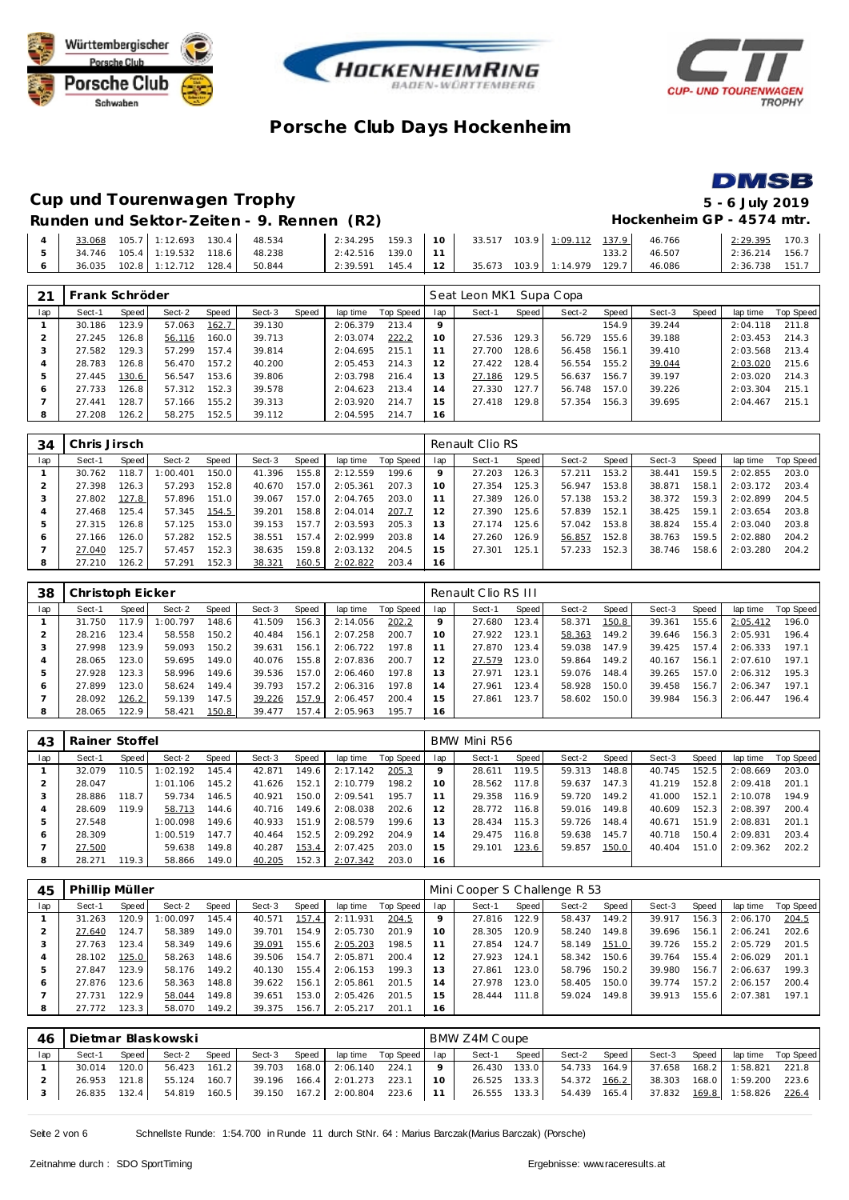# Porsche Club Days Hockenheim

## Cup und Tourenwagen Trophy

**5 - 6 July 2019**

### Runden und Sektor-Zeiten - 9. Rennen (R2)

**Hockenheim GP - 4574 mtr.**

| lap | Sect-1 | Speed | Sect-2 | Speed | Sect-3 | Speed | lap time | Top Speed | lap | Sect-1 | Speed | Sect-2 | Speed | Sect-3 | Speed | lap time | Top Speed |
|---|---|---|---|---|---|---|---|---|---|---|---|---|---|---|---|---|---|
| 4 | 33.068 | 105.7 | 1:12.693 | 130.4 | 48.534 | | 2:34.295 | 159.3 | 10 | 33.517 | 103.9 | 1:09.112 | 137.9 | 46.766 | | 2:29.395 | 170.3 |
| 5 | 34.746 | 105.4 | 1:19.532 | 118.6 | 48.238 | | 2:42.516 | 139.0 | 11 | | | | 133.2 | 46.507 | | 2:36.214 | 156.7 |
| 6 | 36.035 | 102.8 | 1:12.712 | 128.4 | 50.844 | | 2:39.591 | 145.4 | 12 | 35.673 | 103.9 | 1:14.979 | 129.7 | 46.086 | | 2:36.738 | 151.7 |

**21 Frank Schröder** — Seat Leon MK1 Supa Copa

| lap | Sect-1 | Speed | Sect-2 | Speed | Sect-3 | Speed | lap time | Top Speed | lap | Sect-1 | Speed | Sect-2 | Speed | Sect-3 | Speed | lap time | Top Speed |
|---|---|---|---|---|---|---|---|---|---|---|---|---|---|---|---|---|---|
| 1 | 30.186 | 123.9 | 57.063 | 162.7 | 39.130 | | 2:06.379 | 213.4 | 9 | | | | 154.9 | 39.244 | | 2:04.118 | 211.8 |
| 2 | 27.245 | 126.8 | 56.116 | 160.0 | 39.713 | | 2:03.074 | 222.2 | 10 | 27.536 | 129.3 | 56.729 | 155.6 | 39.188 | | 2:03.453 | 214.3 |
| 3 | 27.582 | 129.3 | 57.299 | 157.4 | 39.814 | | 2:04.695 | 215.1 | 11 | 27.700 | 128.6 | 56.458 | 156.1 | 39.410 | | 2:03.568 | 213.4 |
| 4 | 28.783 | 126.8 | 56.470 | 157.2 | 40.200 | | 2:05.453 | 214.3 | 12 | 27.422 | 128.4 | 56.554 | 155.2 | 39.044 | | 2:03.020 | 215.6 |
| 5 | 27.445 | 130.6 | 56.547 | 153.6 | 39.806 | | 2:03.798 | 216.4 | 13 | 27.186 | 129.5 | 56.637 | 156.7 | 39.197 | | 2:03.020 | 214.3 |
| 6 | 27.733 | 126.8 | 57.312 | 152.3 | 39.578 | | 2:04.623 | 213.4 | 14 | 27.330 | 127.7 | 56.748 | 157.0 | 39.226 | | 2:03.304 | 215.1 |
| 7 | 27.441 | 128.7 | 57.166 | 155.2 | 39.313 | | 2:03.920 | 214.7 | 15 | 27.418 | 129.8 | 57.354 | 156.3 | 39.695 | | 2:04.467 | 215.1 |
| 8 | 27.208 | 126.2 | 58.275 | 152.5 | 39.112 | | 2:04.595 | 214.7 | 16 | | | | | | | | |

**34 Chris Jirsch** — Renault Clio RS

| lap | Sect-1 | Speed | Sect-2 | Speed | Sect-3 | Speed | lap time | Top Speed | lap | Sect-1 | Speed | Sect-2 | Speed | Sect-3 | Speed | lap time | Top Speed |
|---|---|---|---|---|---|---|---|---|---|---|---|---|---|---|---|---|---|
| 1 | 30.762 | 118.7 | 1:00.401 | 150.0 | 41.396 | 155.8 | 2:12.559 | 199.6 | 9 | 27.203 | 126.3 | 57.211 | 153.2 | 38.441 | 159.5 | 2:02.855 | 203.0 |
| 2 | 27.398 | 126.3 | 57.293 | 152.8 | 40.670 | 157.0 | 2:05.361 | 207.3 | 10 | 27.354 | 125.3 | 56.947 | 153.8 | 38.871 | 158.1 | 2:03.172 | 203.4 |
| 3 | 27.802 | 127.8 | 57.896 | 151.0 | 39.067 | 157.0 | 2:04.765 | 203.0 | 11 | 27.389 | 126.0 | 57.138 | 153.2 | 38.372 | 159.3 | 2:02.899 | 204.5 |
| 4 | 27.468 | 125.4 | 57.345 | 154.5 | 39.201 | 158.8 | 2:04.014 | 207.7 | 12 | 27.390 | 125.6 | 57.839 | 152.1 | 38.425 | 159.1 | 2:03.654 | 203.8 |
| 5 | 27.315 | 126.8 | 57.125 | 153.0 | 39.153 | 157.7 | 2:03.593 | 205.3 | 13 | 27.174 | 125.6 | 57.042 | 153.8 | 38.824 | 155.4 | 2:03.040 | 203.8 |
| 6 | 27.166 | 126.0 | 57.282 | 152.5 | 38.551 | 157.4 | 2:02.999 | 203.8 | 14 | 27.260 | 126.9 | 56.857 | 152.8 | 38.763 | 159.5 | 2:02.880 | 204.2 |
| 7 | 27.040 | 125.7 | 57.457 | 152.3 | 38.635 | 159.8 | 2:03.132 | 204.5 | 15 | 27.301 | 125.1 | 57.233 | 152.3 | 38.746 | 158.6 | 2:03.280 | 204.2 |
| 8 | 27.210 | 126.2 | 57.291 | 152.3 | 38.321 | 160.5 | 2:02.822 | 203.4 | 16 | | | | | | | | |

**38 Christoph Eicker** — Renault Clio RS III

| lap | Sect-1 | Speed | Sect-2 | Speed | Sect-3 | Speed | lap time | Top Speed | lap | Sect-1 | Speed | Sect-2 | Speed | Sect-3 | Speed | lap time | Top Speed |
|---|---|---|---|---|---|---|---|---|---|---|---|---|---|---|---|---|---|
| 1 | 31.750 | 117.9 | 1:00.797 | 148.6 | 41.509 | 156.3 | 2:14.056 | 202.2 | 9 | 27.680 | 123.4 | 58.371 | 150.8 | 39.361 | 155.6 | 2:05.412 | 196.0 |
| 2 | 28.216 | 123.4 | 58.558 | 150.2 | 40.484 | 156.1 | 2:07.258 | 200.7 | 10 | 27.922 | 123.1 | 58.363 | 149.2 | 39.646 | 156.3 | 2:05.931 | 196.4 |
| 3 | 27.998 | 123.9 | 59.093 | 150.2 | 39.631 | 156.1 | 2:06.722 | 197.8 | 11 | 27.870 | 123.4 | 59.038 | 147.9 | 39.425 | 157.4 | 2:06.333 | 197.1 |
| 4 | 28.065 | 123.0 | 59.695 | 149.0 | 40.076 | 155.8 | 2:07.836 | 200.7 | 12 | 27.579 | 123.0 | 59.864 | 149.2 | 40.167 | 156.1 | 2:07.610 | 197.1 |
| 5 | 27.928 | 123.3 | 58.996 | 149.6 | 39.536 | 157.0 | 2:06.460 | 197.8 | 13 | 27.971 | 123.1 | 59.076 | 148.4 | 39.265 | 157.0 | 2:06.312 | 195.3 |
| 6 | 27.899 | 123.0 | 58.624 | 149.4 | 39.793 | 157.2 | 2:06.316 | 197.8 | 14 | 27.961 | 123.4 | 58.928 | 150.0 | 39.458 | 156.7 | 2:06.347 | 197.1 |
| 7 | 28.092 | 126.2 | 59.139 | 147.5 | 39.226 | 157.9 | 2:06.457 | 200.4 | 15 | 27.861 | 123.7 | 58.602 | 150.0 | 39.984 | 156.3 | 2:06.447 | 196.4 |
| 8 | 28.065 | 122.9 | 58.421 | 150.8 | 39.477 | 157.4 | 2:05.963 | 195.7 | 16 | | | | | | | | |

**43 Rainer Stoffel** — BMW Mini R56

| lap | Sect-1 | Speed | Sect-2 | Speed | Sect-3 | Speed | lap time | Top Speed | lap | Sect-1 | Speed | Sect-2 | Speed | Sect-3 | Speed | lap time | Top Speed |
|---|---|---|---|---|---|---|---|---|---|---|---|---|---|---|---|---|---|
| 1 | 32.079 | 110.5 | 1:02.192 | 145.4 | 42.871 | 149.6 | 2:17.142 | 205.3 | 9 | 28.611 | 119.5 | 59.313 | 148.8 | 40.745 | 152.5 | 2:08.669 | 203.0 |
| 2 | 28.047 | | 1:01.106 | 145.2 | 41.626 | 152.1 | 2:10.779 | 198.2 | 10 | 28.562 | 117.8 | 59.637 | 147.3 | 41.219 | 152.8 | 2:09.418 | 201.1 |
| 3 | 28.886 | 118.7 | 59.734 | 146.5 | 40.921 | 150.0 | 2:09.541 | 195.7 | 11 | 29.358 | 116.9 | 59.720 | 149.2 | 41.000 | 152.1 | 2:10.078 | 194.9 |
| 4 | 28.609 | 119.9 | 58.713 | 144.6 | 40.716 | 149.6 | 2:08.038 | 202.6 | 12 | 28.772 | 116.8 | 59.016 | 149.8 | 40.609 | 152.3 | 2:08.397 | 200.4 |
| 5 | 27.548 | | 1:00.098 | 149.6 | 40.933 | 151.9 | 2:08.579 | 199.6 | 13 | 28.434 | 115.3 | 59.726 | 148.4 | 40.671 | 151.9 | 2:08.831 | 201.1 |
| 6 | 28.309 | | 1:00.519 | 147.7 | 40.464 | 152.5 | 2:09.292 | 204.9 | 14 | 29.475 | 116.8 | 59.638 | 145.7 | 40.718 | 150.4 | 2:09.831 | 203.4 |
| 7 | 27.500 | | 59.638 | 149.8 | 40.287 | 153.4 | 2:07.425 | 203.0 | 15 | 29.101 | 123.6 | 59.857 | 150.0 | 40.404 | 151.0 | 2:09.362 | 202.2 |
| 8 | 28.271 | 119.3 | 58.866 | 149.0 | 40.205 | 152.3 | 2:07.342 | 203.0 | 16 | | | | | | | | |

**45 Phillip Müller** — Mini Cooper S Challenge R 53

| lap | Sect-1 | Speed | Sect-2 | Speed | Sect-3 | Speed | lap time | Top Speed | lap | Sect-1 | Speed | Sect-2 | Speed | Sect-3 | Speed | lap time | Top Speed |
|---|---|---|---|---|---|---|---|---|---|---|---|---|---|---|---|---|---|
| 1 | 31.263 | 120.9 | 1:00.097 | 145.4 | 40.571 | 157.4 | 2:11.931 | 204.5 | 9 | 27.816 | 122.9 | 58.437 | 149.2 | 39.917 | 156.3 | 2:06.170 | 204.5 |
| 2 | 27.640 | 124.7 | 58.389 | 149.0 | 39.701 | 154.9 | 2:05.730 | 201.9 | 10 | 28.305 | 120.9 | 58.240 | 149.8 | 39.696 | 156.1 | 2:06.241 | 202.6 |
| 3 | 27.763 | 123.4 | 58.349 | 149.6 | 39.091 | 155.6 | 2:05.203 | 198.5 | 11 | 27.854 | 124.7 | 58.149 | 151.0 | 39.726 | 155.2 | 2:05.729 | 201.5 |
| 4 | 28.102 | 125.0 | 58.263 | 148.6 | 39.506 | 154.7 | 2:05.871 | 200.4 | 12 | 27.923 | 124.1 | 58.342 | 150.6 | 39.764 | 155.4 | 2:06.029 | 201.1 |
| 5 | 27.847 | 123.9 | 58.176 | 149.2 | 40.130 | 155.4 | 2:06.153 | 199.3 | 13 | 27.861 | 123.0 | 58.796 | 150.2 | 39.980 | 156.7 | 2:06.637 | 199.3 |
| 6 | 27.876 | 123.6 | 58.363 | 148.8 | 39.622 | 156.1 | 2:05.861 | 201.5 | 14 | 27.978 | 123.0 | 58.405 | 150.0 | 39.774 | 157.2 | 2:06.157 | 200.4 |
| 7 | 27.731 | 122.9 | 58.044 | 149.8 | 39.651 | 153.0 | 2:05.426 | 201.5 | 15 | 28.444 | 111.8 | 59.024 | 149.8 | 39.913 | 155.6 | 2:07.381 | 197.1 |
| 8 | 27.772 | 123.3 | 58.070 | 149.2 | 39.375 | 156.7 | 2:05.217 | 201.1 | 16 | | | | | | | | |

**46 Dietmar Blaskowski** — BMW Z4M Coupe

| lap | Sect-1 | Speed | Sect-2 | Speed | Sect-3 | Speed | lap time | Top Speed | lap | Sect-1 | Speed | Sect-2 | Speed | Sect-3 | Speed | lap time | Top Speed |
|---|---|---|---|---|---|---|---|---|---|---|---|---|---|---|---|---|---|
| 1 | 30.014 | 120.0 | 56.423 | 161.2 | 39.703 | 168.0 | 2:06.140 | 224.1 | 9 | 26.430 | 133.0 | 54.733 | 164.9 | 37.658 | 168.2 | 1:58.821 | 221.8 |
| 2 | 26.953 | 121.8 | 55.124 | 160.7 | 39.196 | 166.4 | 2:01.273 | 223.1 | 10 | 26.525 | 133.3 | 54.372 | 166.2 | 38.303 | 168.0 | 1:59.200 | 223.6 |
| 3 | 26.835 | 132.4 | 54.819 | 160.5 | 39.150 | 167.2 | 2:00.804 | 223.6 | 11 | 26.555 | 133.3 | 54.439 | 165.4 | 37.832 | 169.8 | 1:58.826 | 226.4 |

Schnellste Runde: 1:54.700 in Runde 11 durch StNr. 64 : Marius Barczak(Marius Barczak) (Porsche)

Zeitnahme durch : SDO SportTiming

Ergebnisse: www.raceresults.at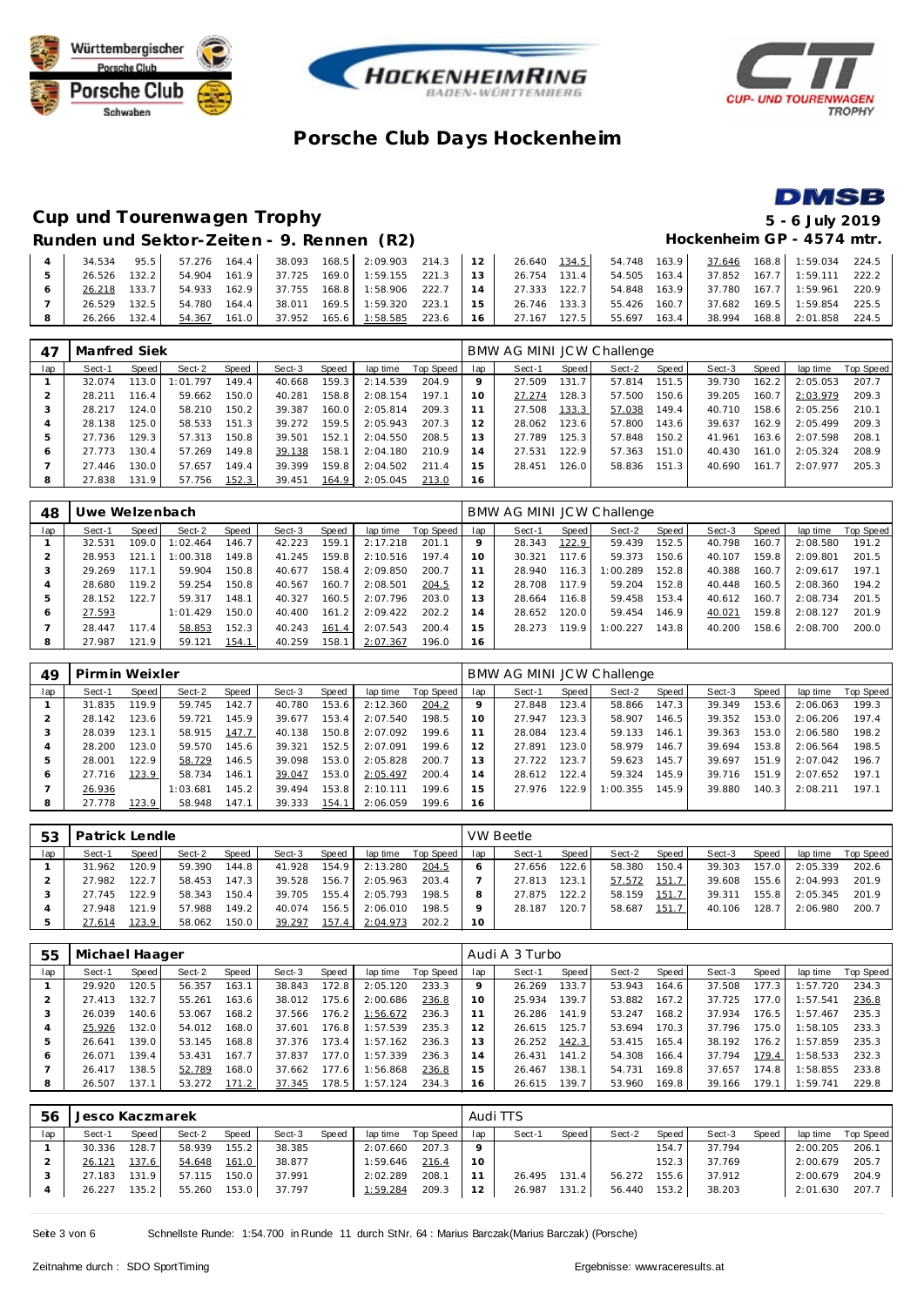# Porsche Club Days Hockenheim

## Cup und Tourenwagen Trophy

**5 - 6 July 2019**

### Runden und Sektor-Zeiten - 9. Rennen (R2)

**Hockenheim GP - 4574 mtr.**

| lap | Sect-1 | Speed | Sect-2 | Speed | Sect-3 | Speed | lap time | Top Speed | lap | Sect-1 | Speed | Sect-2 | Speed | Sect-3 | Speed | lap time | Top Speed |
|---|---|---|---|---|---|---|---|---|---|---|---|---|---|---|---|---|---|
| 4 | 34.534 | 95.5 | 57.276 | 164.4 | 38.093 | 168.5 | 2:09.903 | 214.3 | 12 | 26.640 | 134.5 | 54.748 | 163.9 | 37.646 | 168.8 | 1:59.034 | 224.5 |
| 5 | 26.526 | 132.2 | 54.904 | 161.9 | 37.725 | 169.0 | 1:59.155 | 221.3 | 13 | 26.754 | 131.4 | 54.505 | 163.4 | 37.852 | 167.7 | 1:59.111 | 222.2 |
| 6 | 26.218 | 133.7 | 54.933 | 162.9 | 37.755 | 168.8 | 1:58.906 | 222.7 | 14 | 27.333 | 122.7 | 54.848 | 163.9 | 37.780 | 167.7 | 1:59.961 | 220.9 |
| 7 | 26.529 | 132.5 | 54.780 | 164.4 | 38.011 | 169.5 | 1:59.320 | 223.1 | 15 | 26.746 | 133.3 | 55.426 | 160.7 | 37.682 | 169.5 | 1:59.854 | 225.5 |
| 8 | 26.266 | 132.4 | 54.367 | 161.0 | 37.952 | 165.6 | 1:58.585 | 223.6 | 16 | 27.167 | 127.5 | 55.697 | 163.4 | 38.994 | 168.8 | 2:01.858 | 224.5 |

**47 Manfred Siek** — BMW AG MINI JCW Challenge

| lap | Sect-1 | Speed | Sect-2 | Speed | Sect-3 | Speed | lap time | Top Speed | lap | Sect-1 | Speed | Sect-2 | Speed | Sect-3 | Speed | lap time | Top Speed |
|---|---|---|---|---|---|---|---|---|---|---|---|---|---|---|---|---|---|
| 1 | 32.074 | 113.0 | 1:01.797 | 149.4 | 40.668 | 159.3 | 2:14.539 | 204.9 | 9 | 27.509 | 131.7 | 57.814 | 151.5 | 39.730 | 162.2 | 2:05.053 | 207.7 |
| 2 | 28.211 | 116.4 | 59.662 | 150.0 | 40.281 | 158.8 | 2:08.154 | 197.1 | 10 | 27.274 | 128.3 | 57.500 | 150.6 | 39.205 | 160.7 | 2:03.979 | 209.3 |
| 3 | 28.217 | 124.0 | 58.210 | 150.2 | 39.387 | 160.0 | 2:05.814 | 209.3 | 11 | 27.508 | 133.3 | 57.038 | 149.4 | 40.710 | 158.6 | 2:05.256 | 210.1 |
| 4 | 28.138 | 125.0 | 58.533 | 151.3 | 39.272 | 159.5 | 2:05.943 | 207.3 | 12 | 28.062 | 123.6 | 57.800 | 143.6 | 39.637 | 162.9 | 2:05.499 | 209.3 |
| 5 | 27.736 | 129.3 | 57.313 | 150.8 | 39.501 | 152.1 | 2:04.550 | 208.5 | 13 | 27.789 | 125.3 | 57.848 | 150.2 | 41.961 | 163.6 | 2:07.598 | 208.1 |
| 6 | 27.773 | 130.4 | 57.269 | 149.8 | 39.138 | 158.1 | 2:04.180 | 210.9 | 14 | 27.531 | 122.9 | 57.363 | 151.0 | 40.430 | 161.0 | 2:05.324 | 208.9 |
| 7 | 27.446 | 130.0 | 57.657 | 149.4 | 39.399 | 159.8 | 2:04.502 | 211.4 | 15 | 28.451 | 126.0 | 58.836 | 151.3 | 40.690 | 161.7 | 2:07.977 | 205.3 |
| 8 | 27.838 | 131.9 | 57.756 | 152.3 | 39.451 | 164.9 | 2:05.045 | 213.0 | 16 | | | | | | | | |

**48 Uwe Welzenbach** — BMW AG MINI JCW Challenge

| lap | Sect-1 | Speed | Sect-2 | Speed | Sect-3 | Speed | lap time | Top Speed | lap | Sect-1 | Speed | Sect-2 | Speed | Sect-3 | Speed | lap time | Top Speed |
|---|---|---|---|---|---|---|---|---|---|---|---|---|---|---|---|---|---|
| 1 | 32.531 | 109.0 | 1:02.464 | 146.7 | 42.223 | 159.1 | 2:17.218 | 201.1 | 9 | 28.343 | 122.9 | 59.439 | 152.5 | 40.798 | 160.7 | 2:08.580 | 191.2 |
| 2 | 28.953 | 121.1 | 1:00.318 | 149.8 | 41.245 | 159.8 | 2:10.516 | 197.4 | 10 | 30.321 | 117.6 | 59.373 | 150.6 | 40.107 | 159.8 | 2:09.801 | 201.5 |
| 3 | 29.269 | 117.1 | 59.904 | 150.8 | 40.677 | 158.4 | 2:09.850 | 200.7 | 11 | 28.940 | 116.3 | 1:00.289 | 152.8 | 40.388 | 160.7 | 2:09.617 | 197.1 |
| 4 | 28.680 | 119.2 | 59.254 | 150.8 | 40.567 | 160.7 | 2:08.501 | 204.5 | 12 | 28.708 | 117.9 | 59.204 | 152.8 | 40.448 | 160.5 | 2:08.360 | 194.2 |
| 5 | 28.152 | 122.7 | 59.317 | 148.1 | 40.327 | 160.5 | 2:07.796 | 203.0 | 13 | 28.664 | 116.8 | 59.458 | 153.4 | 40.612 | 160.7 | 2:08.734 | 201.5 |
| 6 | 27.593 | | 1:01.429 | 150.0 | 40.400 | 161.2 | 2:09.422 | 202.2 | 14 | 28.652 | 120.0 | 59.454 | 146.9 | 40.021 | 159.8 | 2:08.127 | 201.9 |
| 7 | 28.447 | 117.4 | 58.853 | 152.3 | 40.243 | 161.4 | 2:07.543 | 200.4 | 15 | 28.273 | 119.9 | 1:00.227 | 143.8 | 40.200 | 158.6 | 2:08.700 | 200.0 |
| 8 | 27.987 | 121.9 | 59.121 | 154.1 | 40.259 | 158.1 | 2:07.367 | 196.0 | 16 | | | | | | | | |

**49 Pirmin Weixler** — BMW AG MINI JCW Challenge

| lap | Sect-1 | Speed | Sect-2 | Speed | Sect-3 | Speed | lap time | Top Speed | lap | Sect-1 | Speed | Sect-2 | Speed | Sect-3 | Speed | lap time | Top Speed |
|---|---|---|---|---|---|---|---|---|---|---|---|---|---|---|---|---|---|
| 1 | 31.835 | 119.9 | 59.745 | 142.7 | 40.780 | 153.6 | 2:12.360 | 204.2 | 9 | 27.848 | 123.4 | 58.866 | 147.3 | 39.349 | 153.6 | 2:06.063 | 199.3 |
| 2 | 28.142 | 123.6 | 59.721 | 145.9 | 39.677 | 153.4 | 2:07.540 | 198.5 | 10 | 27.947 | 123.3 | 58.907 | 146.5 | 39.352 | 153.0 | 2:06.206 | 197.4 |
| 3 | 28.039 | 123.1 | 58.915 | 147.7 | 40.138 | 150.8 | 2:07.092 | 199.6 | 11 | 28.084 | 123.4 | 59.133 | 146.1 | 39.363 | 153.0 | 2:06.580 | 198.2 |
| 4 | 28.200 | 123.0 | 59.570 | 145.6 | 39.321 | 152.5 | 2:07.091 | 199.6 | 12 | 27.891 | 123.0 | 58.979 | 146.7 | 39.694 | 153.8 | 2:06.564 | 198.5 |
| 5 | 28.001 | 122.9 | 58.729 | 146.5 | 39.098 | 153.0 | 2:05.828 | 200.7 | 13 | 27.722 | 123.7 | 59.623 | 145.7 | 39.697 | 151.9 | 2:07.042 | 196.7 |
| 6 | 27.716 | 123.9 | 58.734 | 146.1 | 39.047 | 153.0 | 2:05.497 | 200.4 | 14 | 28.612 | 122.4 | 59.324 | 145.9 | 39.716 | 151.9 | 2:07.652 | 197.1 |
| 7 | 26.936 | | 1:03.681 | 145.2 | 39.494 | 153.8 | 2:10.111 | 199.6 | 15 | 27.976 | 122.9 | 1:00.355 | 145.9 | 39.880 | 140.3 | 2:08.211 | 197.1 |
| 8 | 27.778 | 123.9 | 58.948 | 147.1 | 39.333 | 154.1 | 2:06.059 | 199.6 | 16 | | | | | | | | |

**53 Patrick Lendle** — VW Beetle

| lap | Sect-1 | Speed | Sect-2 | Speed | Sect-3 | Speed | lap time | Top Speed | lap | Sect-1 | Speed | Sect-2 | Speed | Sect-3 | Speed | lap time | Top Speed |
|---|---|---|---|---|---|---|---|---|---|---|---|---|---|---|---|---|---|
| 1 | 31.962 | 120.9 | 59.390 | 144.8 | 41.928 | 154.9 | 2:13.280 | 204.5 | 6 | 27.656 | 122.6 | 58.380 | 150.4 | 39.303 | 157.0 | 2:05.339 | 202.6 |
| 2 | 27.982 | 122.7 | 58.453 | 147.3 | 39.528 | 156.7 | 2:05.963 | 203.4 | 7 | 27.813 | 123.1 | 57.572 | 151.7 | 39.608 | 155.6 | 2:04.993 | 201.9 |
| 3 | 27.745 | 122.9 | 58.343 | 150.4 | 39.705 | 155.4 | 2:05.793 | 198.5 | 8 | 27.875 | 122.2 | 58.159 | 151.7 | 39.311 | 155.8 | 2:05.345 | 201.9 |
| 4 | 27.948 | 121.9 | 57.988 | 149.2 | 40.074 | 156.5 | 2:06.010 | 198.5 | 9 | 28.187 | 120.7 | 58.687 | 151.7 | 40.106 | 128.7 | 2:06.980 | 200.7 |
| 5 | 27.614 | 123.9 | 58.062 | 150.0 | 39.297 | 157.4 | 2:04.973 | 202.2 | 10 | | | | | | | | |

**55 Michael Haager** — Audi A 3 Turbo

| lap | Sect-1 | Speed | Sect-2 | Speed | Sect-3 | Speed | lap time | Top Speed | lap | Sect-1 | Speed | Sect-2 | Speed | Sect-3 | Speed | lap time | Top Speed |
|---|---|---|---|---|---|---|---|---|---|---|---|---|---|---|---|---|---|
| 1 | 29.920 | 120.5 | 56.357 | 163.1 | 38.843 | 172.8 | 2:05.120 | 233.3 | 9 | 26.269 | 133.7 | 53.943 | 164.6 | 37.508 | 177.3 | 1:57.720 | 234.3 |
| 2 | 27.413 | 132.7 | 55.261 | 163.6 | 38.012 | 175.6 | 2:00.686 | 236.8 | 10 | 25.934 | 139.7 | 53.882 | 167.2 | 37.725 | 177.0 | 1:57.541 | 236.8 |
| 3 | 26.039 | 140.6 | 53.067 | 168.2 | 37.566 | 176.2 | 1:56.672 | 236.3 | 11 | 26.286 | 141.9 | 53.247 | 168.2 | 37.934 | 176.5 | 1:57.467 | 235.3 |
| 4 | 25.926 | 132.0 | 54.012 | 168.0 | 37.601 | 176.8 | 1:57.539 | 235.3 | 12 | 26.615 | 125.7 | 53.694 | 170.3 | 37.796 | 175.0 | 1:58.105 | 233.3 |
| 5 | 26.641 | 139.0 | 53.145 | 168.8 | 37.376 | 173.4 | 1:57.162 | 236.3 | 13 | 26.252 | 142.3 | 53.415 | 165.4 | 38.192 | 176.2 | 1:57.859 | 235.3 |
| 6 | 26.071 | 139.4 | 53.431 | 167.7 | 37.837 | 177.0 | 1:57.339 | 236.3 | 14 | 26.431 | 141.2 | 54.308 | 166.4 | 37.794 | 179.4 | 1:58.533 | 232.3 |
| 7 | 26.417 | 138.5 | 52.789 | 168.0 | 37.662 | 177.6 | 1:56.868 | 236.8 | 15 | 26.467 | 138.1 | 54.731 | 169.8 | 37.657 | 174.8 | 1:58.855 | 233.8 |
| 8 | 26.507 | 137.1 | 53.272 | 171.2 | 37.345 | 178.5 | 1:57.124 | 234.3 | 16 | 26.615 | 139.7 | 53.960 | 169.8 | 39.166 | 179.1 | 1:59.741 | 229.8 |

**56 Jesco Kaczmarek** — Audi TTS

| lap | Sect-1 | Speed | Sect-2 | Speed | Sect-3 | Speed | lap time | Top Speed | lap | Sect-1 | Speed | Sect-2 | Speed | Sect-3 | Speed | lap time | Top Speed |
|---|---|---|---|---|---|---|---|---|---|---|---|---|---|---|---|---|---|
| 1 | 30.336 | 128.7 | 58.939 | 155.2 | 38.385 | | 2:07.660 | 207.3 | 9 | | | | 154.7 | 37.794 | | 2:00.205 | 206.1 |
| 2 | 26.121 | 137.6 | 54.648 | 161.0 | 38.877 | | 1:59.646 | 216.4 | 10 | | | | 152.3 | 37.769 | | 2:00.679 | 205.7 |
| 3 | 27.183 | 131.9 | 57.115 | 150.0 | 37.991 | | 2:02.289 | 208.1 | 11 | 26.495 | 131.4 | 56.272 | 155.6 | 37.912 | | 2:00.679 | 204.9 |
| 4 | 26.227 | 135.2 | 55.260 | 153.0 | 37.797 | | 1:59.284 | 209.3 | 12 | 26.987 | 131.2 | 56.440 | 153.2 | 38.203 | | 2:01.630 | 207.7 |

Schnellste Runde: 1:54.700 in Runde 11 durch StNr. 64 : Marius Barczak(Marius Barczak) (Porsche)

Zeitnahme durch : SDO SportTiming

Ergebnisse: www.raceresults.at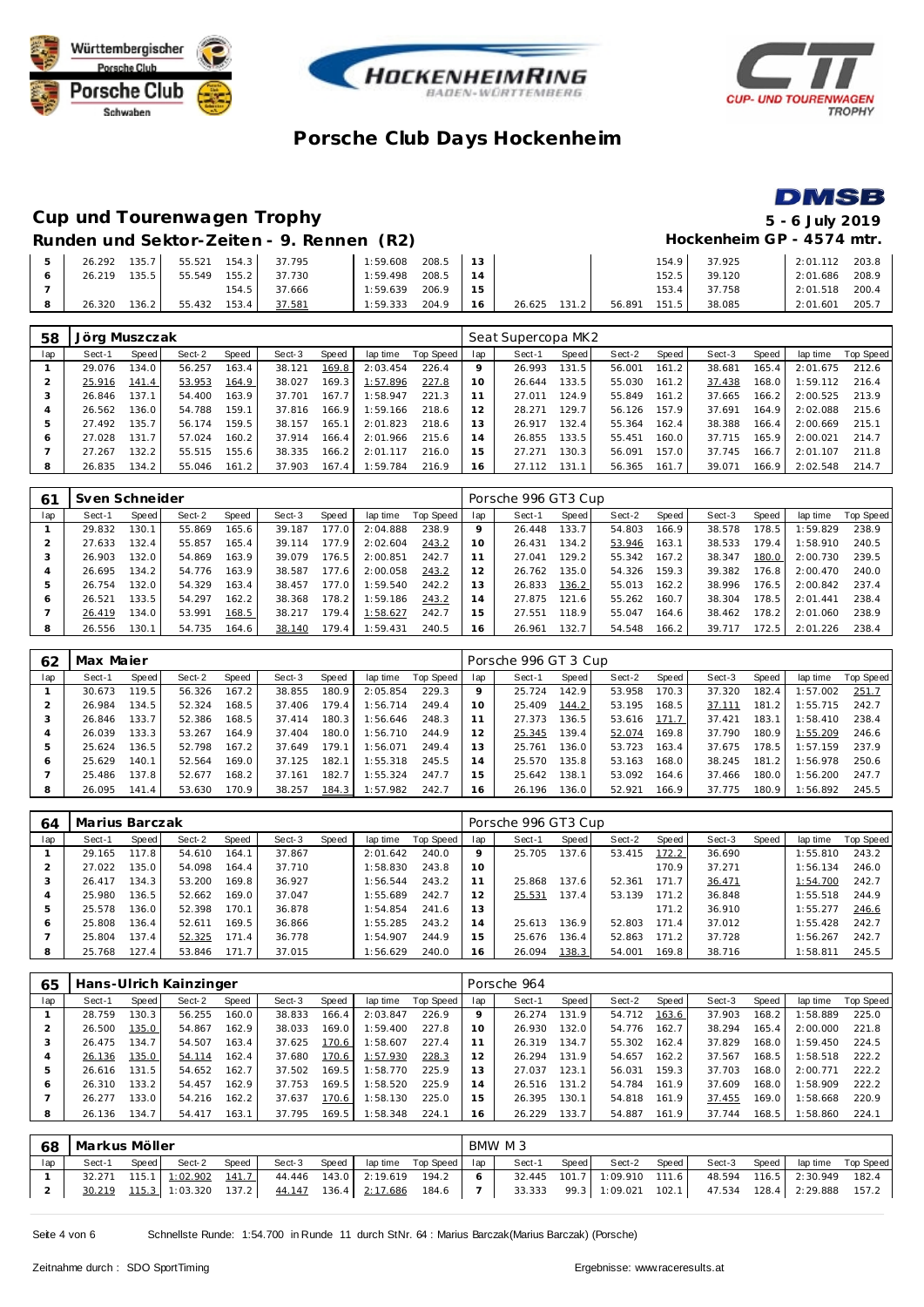# Porsche Club Days Hockenheim

## Cup und Tourenwagen Trophy

**5 - 6 July 2019**

### Runden und Sektor-Zeiten - 9. Rennen (R2)

**Hockenheim GP - 4574 mtr.**

| lap | Sect-1 | Speed | Sect-2 | Speed | Sect-3 | Speed | lap time | Top Speed | lap | Sect-1 | Speed | Sect-2 | Speed | Sect-3 | Speed | lap time | Top Speed |
|---|---|---|---|---|---|---|---|---|---|---|---|---|---|---|---|---|---|
| 5 | 26.292 | 135.7 | 55.521 | 154.3 | 37.795 | | 1:59.608 | 208.5 | 13 | | | | 154.9 | 37.925 | | 2:01.112 | 203.8 |
| 6 | 26.219 | 135.5 | 55.549 | 155.2 | 37.730 | | 1:59.498 | 208.5 | 14 | | | | 152.5 | 39.120 | | 2:01.686 | 208.9 |
| 7 | | | | 154.5 | 37.666 | | 1:59.639 | 206.9 | 15 | | | | 153.4 | 37.758 | | 2:01.518 | 200.4 |
| 8 | 26.320 | 136.2 | 55.432 | 153.4 | 37.581 | | 1:59.333 | 204.9 | 16 | 26.625 | 131.2 | 56.891 | 151.5 | 38.085 | | 2:01.601 | 205.7 |

**58 Jörg Muszczak** — Seat Supercopa MK2

| lap | Sect-1 | Speed | Sect-2 | Speed | Sect-3 | Speed | lap time | Top Speed | lap | Sect-1 | Speed | Sect-2 | Speed | Sect-3 | Speed | lap time | Top Speed |
|---|---|---|---|---|---|---|---|---|---|---|---|---|---|---|---|---|---|
| 1 | 29.076 | 134.0 | 56.257 | 163.4 | 38.121 | 169.8 | 2:03.454 | 226.4 | 9 | 26.993 | 131.5 | 56.001 | 161.2 | 38.681 | 165.4 | 2:01.675 | 212.6 |
| 2 | 25.916 | 141.4 | 53.953 | 164.9 | 38.027 | 169.3 | 1:57.896 | 227.8 | 10 | 26.644 | 133.5 | 55.030 | 161.2 | 37.438 | 168.0 | 1:59.112 | 216.4 |
| 3 | 26.846 | 137.1 | 54.400 | 163.9 | 37.701 | 167.7 | 1:58.947 | 221.3 | 11 | 27.011 | 124.9 | 55.849 | 161.2 | 37.665 | 166.2 | 2:00.525 | 213.9 |
| 4 | 26.562 | 136.0 | 54.788 | 159.1 | 37.816 | 166.9 | 1:59.166 | 218.6 | 12 | 28.271 | 129.7 | 56.126 | 157.9 | 37.691 | 164.9 | 2:02.088 | 215.6 |
| 5 | 27.492 | 135.7 | 56.174 | 159.5 | 38.157 | 165.1 | 2:01.823 | 218.6 | 13 | 26.917 | 132.4 | 55.364 | 162.4 | 38.388 | 166.4 | 2:00.669 | 215.1 |
| 6 | 27.028 | 131.7 | 57.024 | 160.2 | 37.914 | 166.4 | 2:01.966 | 215.6 | 14 | 26.855 | 133.5 | 55.451 | 160.0 | 37.715 | 165.9 | 2:00.021 | 214.7 |
| 7 | 27.267 | 132.2 | 55.515 | 155.6 | 38.335 | 166.2 | 2:01.117 | 216.0 | 15 | 27.271 | 130.3 | 56.091 | 157.0 | 37.745 | 166.7 | 2:01.107 | 211.8 |
| 8 | 26.835 | 134.2 | 55.046 | 161.2 | 37.903 | 167.4 | 1:59.784 | 216.9 | 16 | 27.112 | 131.1 | 56.365 | 161.7 | 39.071 | 166.9 | 2:02.548 | 214.7 |

**61 Sven Schneider** — Porsche 996 GT3 Cup

| lap | Sect-1 | Speed | Sect-2 | Speed | Sect-3 | Speed | lap time | Top Speed | lap | Sect-1 | Speed | Sect-2 | Speed | Sect-3 | Speed | lap time | Top Speed |
|---|---|---|---|---|---|---|---|---|---|---|---|---|---|---|---|---|---|
| 1 | 29.832 | 130.1 | 55.869 | 165.6 | 39.187 | 177.0 | 2:04.888 | 238.9 | 9 | 26.448 | 133.7 | 54.803 | 166.9 | 38.578 | 178.5 | 1:59.829 | 238.9 |
| 2 | 27.633 | 132.4 | 55.857 | 165.4 | 39.114 | 177.9 | 2:02.604 | 243.2 | 10 | 26.431 | 134.2 | 53.946 | 163.1 | 38.533 | 179.4 | 1:58.910 | 240.5 |
| 3 | 26.903 | 132.0 | 54.869 | 163.9 | 39.079 | 176.5 | 2:00.851 | 242.7 | 11 | 27.041 | 129.2 | 55.342 | 167.2 | 38.347 | 180.0 | 2:00.730 | 239.5 |
| 4 | 26.695 | 134.2 | 54.776 | 163.9 | 38.587 | 177.6 | 2:00.058 | 243.2 | 12 | 26.762 | 135.0 | 54.326 | 159.3 | 39.382 | 176.8 | 2:00.470 | 240.0 |
| 5 | 26.754 | 132.0 | 54.329 | 163.4 | 38.457 | 177.0 | 1:59.540 | 242.2 | 13 | 26.833 | 136.2 | 55.013 | 162.2 | 38.996 | 176.5 | 2:00.842 | 237.4 |
| 6 | 26.521 | 133.5 | 54.297 | 162.2 | 38.368 | 178.2 | 1:59.186 | 243.2 | 14 | 27.875 | 121.6 | 55.262 | 160.7 | 38.304 | 178.5 | 2:01.441 | 238.4 |
| 7 | 26.419 | 134.0 | 53.991 | 168.5 | 38.217 | 179.4 | 1:58.627 | 242.7 | 15 | 27.551 | 118.9 | 55.047 | 164.6 | 38.462 | 178.2 | 2:01.060 | 238.9 |
| 8 | 26.556 | 130.1 | 54.735 | 164.6 | 38.140 | 179.4 | 1:59.431 | 240.5 | 16 | 26.961 | 132.7 | 54.548 | 166.2 | 39.717 | 172.5 | 2:01.226 | 238.4 |

**62 Max Maier** — Porsche 996 GT 3 Cup

| lap | Sect-1 | Speed | Sect-2 | Speed | Sect-3 | Speed | lap time | Top Speed | lap | Sect-1 | Speed | Sect-2 | Speed | Sect-3 | Speed | lap time | Top Speed |
|---|---|---|---|---|---|---|---|---|---|---|---|---|---|---|---|---|---|
| 1 | 30.673 | 119.5 | 56.326 | 167.2 | 38.855 | 180.9 | 2:05.854 | 229.3 | 9 | 25.724 | 142.9 | 53.958 | 170.3 | 37.320 | 182.4 | 1:57.002 | 251.7 |
| 2 | 26.984 | 134.5 | 52.324 | 168.5 | 37.406 | 179.4 | 1:56.714 | 249.4 | 10 | 25.409 | 144.2 | 53.195 | 168.5 | 37.111 | 181.2 | 1:55.715 | 242.7 |
| 3 | 26.846 | 133.7 | 52.386 | 168.5 | 37.414 | 180.3 | 1:56.646 | 248.3 | 11 | 27.373 | 136.5 | 53.616 | 171.7 | 37.421 | 183.1 | 1:58.410 | 238.4 |
| 4 | 26.039 | 133.3 | 53.267 | 164.9 | 37.404 | 180.0 | 1:56.710 | 244.9 | 12 | 25.345 | 139.4 | 52.074 | 169.8 | 37.790 | 180.9 | 1:55.209 | 246.6 |
| 5 | 25.624 | 136.5 | 52.798 | 167.2 | 37.649 | 179.1 | 1:56.071 | 249.4 | 13 | 25.761 | 136.0 | 53.723 | 163.4 | 37.675 | 178.5 | 1:57.159 | 237.9 |
| 6 | 25.629 | 140.1 | 52.564 | 169.0 | 37.125 | 182.1 | 1:55.318 | 245.5 | 14 | 25.570 | 135.8 | 53.163 | 168.0 | 38.245 | 181.2 | 1:56.978 | 250.6 |
| 7 | 25.486 | 137.8 | 52.677 | 168.2 | 37.161 | 182.7 | 1:55.324 | 247.7 | 15 | 25.642 | 138.1 | 53.092 | 164.6 | 37.466 | 180.0 | 1:56.200 | 247.7 |
| 8 | 26.095 | 141.4 | 53.630 | 170.9 | 38.257 | 184.3 | 1:57.982 | 242.7 | 16 | 26.196 | 136.0 | 52.921 | 166.9 | 37.775 | 180.9 | 1:56.892 | 245.5 |

**64 Marius Barczak** — Porsche 996 GT3 Cup

| lap | Sect-1 | Speed | Sect-2 | Speed | Sect-3 | Speed | lap time | Top Speed | lap | Sect-1 | Speed | Sect-2 | Speed | Sect-3 | Speed | lap time | Top Speed |
|---|---|---|---|---|---|---|---|---|---|---|---|---|---|---|---|---|---|
| 1 | 29.165 | 117.8 | 54.610 | 164.1 | 37.867 | | 2:01.642 | 240.0 | 9 | 25.705 | 137.6 | 53.415 | 172.2 | 36.690 | | 1:55.810 | 243.2 |
| 2 | 27.022 | 135.0 | 54.098 | 164.4 | 37.710 | | 1:58.830 | 243.8 | 10 | | | | 170.9 | 37.271 | | 1:56.134 | 246.0 |
| 3 | 26.417 | 134.3 | 53.200 | 169.8 | 36.927 | | 1:56.544 | 243.2 | 11 | 25.868 | 137.6 | 52.361 | 171.7 | 36.471 | | 1:54.700 | 242.7 |
| 4 | 25.980 | 136.5 | 52.662 | 169.0 | 37.047 | | 1:55.689 | 242.7 | 12 | 25.531 | 137.4 | 53.139 | 171.2 | 36.848 | | 1:55.518 | 244.9 |
| 5 | 25.578 | 136.0 | 52.398 | 170.1 | 36.878 | | 1:54.854 | 241.6 | 13 | | | | 171.2 | 36.910 | | 1:55.277 | 246.6 |
| 6 | 25.808 | 136.4 | 52.611 | 169.5 | 36.866 | | 1:55.285 | 243.2 | 14 | 25.613 | 136.9 | 52.803 | 171.4 | 37.012 | | 1:55.428 | 242.7 |
| 7 | 25.804 | 137.4 | 52.325 | 171.4 | 36.778 | | 1:54.907 | 244.9 | 15 | 25.676 | 136.4 | 52.863 | 171.2 | 37.728 | | 1:56.267 | 242.7 |
| 8 | 25.768 | 127.4 | 53.846 | 171.7 | 37.015 | | 1:56.629 | 240.0 | 16 | 26.094 | 138.3 | 54.001 | 169.8 | 38.716 | | 1:58.811 | 245.5 |

**65 Hans-Ulrich Kainzinger** — Porsche 964

| lap | Sect-1 | Speed | Sect-2 | Speed | Sect-3 | Speed | lap time | Top Speed | lap | Sect-1 | Speed | Sect-2 | Speed | Sect-3 | Speed | lap time | Top Speed |
|---|---|---|---|---|---|---|---|---|---|---|---|---|---|---|---|---|---|
| 1 | 28.759 | 130.3 | 56.255 | 160.0 | 38.833 | 166.4 | 2:03.847 | 226.9 | 9 | 26.274 | 131.9 | 54.712 | 163.6 | 37.903 | 168.2 | 1:58.889 | 225.0 |
| 2 | 26.500 | 135.0 | 54.867 | 162.9 | 38.033 | 169.0 | 1:59.400 | 227.8 | 10 | 26.930 | 132.0 | 54.776 | 162.7 | 38.294 | 165.4 | 2:00.000 | 221.8 |
| 3 | 26.475 | 134.7 | 54.507 | 163.4 | 37.625 | 170.6 | 1:58.607 | 227.4 | 11 | 26.319 | 134.7 | 55.302 | 162.4 | 37.829 | 168.0 | 1:59.450 | 224.5 |
| 4 | 26.136 | 135.0 | 54.114 | 162.4 | 37.680 | 170.6 | 1:57.930 | 228.3 | 12 | 26.294 | 131.9 | 54.657 | 162.2 | 37.567 | 168.5 | 1:58.518 | 222.2 |
| 5 | 26.616 | 131.5 | 54.652 | 162.7 | 37.502 | 169.5 | 1:58.770 | 225.9 | 13 | 27.037 | 123.1 | 56.031 | 159.3 | 37.703 | 168.0 | 2:00.771 | 222.2 |
| 6 | 26.310 | 133.2 | 54.457 | 162.9 | 37.753 | 169.5 | 1:58.520 | 225.9 | 14 | 26.516 | 131.2 | 54.784 | 161.9 | 37.609 | 168.0 | 1:58.909 | 222.2 |
| 7 | 26.277 | 133.0 | 54.216 | 162.2 | 37.637 | 170.6 | 1:58.130 | 225.0 | 15 | 26.395 | 130.1 | 54.818 | 161.9 | 37.455 | 169.0 | 1:58.668 | 220.9 |
| 8 | 26.136 | 134.7 | 54.417 | 163.1 | 37.795 | 169.5 | 1:58.348 | 224.1 | 16 | 26.229 | 133.7 | 54.887 | 161.9 | 37.744 | 168.5 | 1:58.860 | 224.1 |

**68 Markus Möller** — BMW M3

| lap | Sect-1 | Speed | Sect-2 | Speed | Sect-3 | Speed | lap time | Top Speed | lap | Sect-1 | Speed | Sect-2 | Speed | Sect-3 | Speed | lap time | Top Speed |
|---|---|---|---|---|---|---|---|---|---|---|---|---|---|---|---|---|---|
| 1 | 32.271 | 115.1 | 1:02.902 | 141.7 | 44.446 | 143.0 | 2:19.619 | 194.2 | 6 | 32.445 | 101.7 | 1:09.910 | 111.6 | 48.594 | 116.5 | 2:30.949 | 182.4 |
| 2 | 30.219 | 115.3 | 1:03.320 | 137.2 | 44.147 | 136.4 | 2:17.686 | 184.6 | 7 | 33.333 | 99.3 | 1:09.021 | 102.1 | 47.534 | 128.4 | 2:29.888 | 157.2 |

Schnellste Runde: 1:54.700 in Runde 11 durch StNr. 64 : Marius Barczak(Marius Barczak) (Porsche)

Zeitnahme durch : SDO SportTiming

Ergebnisse: www.raceresults.at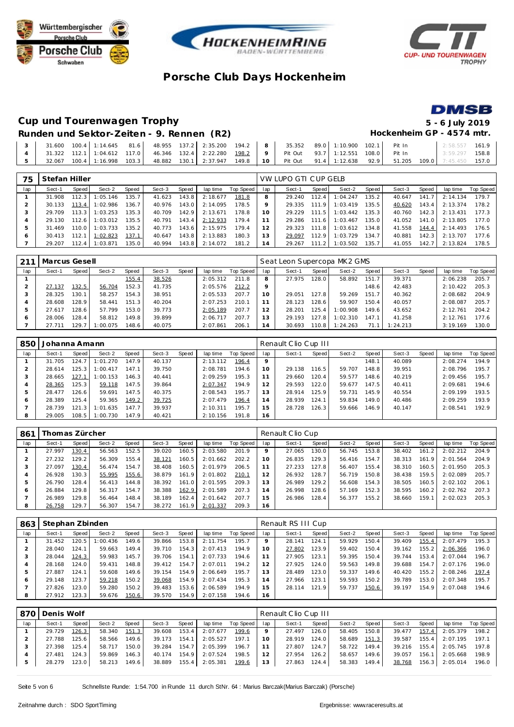# Porsche Club Days Hockenheim

## Cup und Tourenwagen Trophy

**5 - 6 July 2019**

### Runden und Sektor-Zeiten - 9. Rennen (R2)

**Hockenheim GP - 4574 mtr.**

| lap | Sect-1 | Speed | Sect-2 | Speed | Sect-3 | Speed | lap time | Top Speed | lap | Sect-1 | Speed | Sect-2 | Speed | Sect-3 | Speed | lap time | Top Speed |
|---|---|---|---|---|---|---|---|---|---|---|---|---|---|---|---|---|---|
| 3 | 31.600 | 100.4 | 1:14.645 | 81.6 | 48.955 | 137.2 | 2:35.200 | 194.2 | 8 | 35.352 | 89.0 | 1:10.900 | 102.1 | Pit In | | 2:58.557 | 161.9 |
| 4 | 31.322 | 112.1 | 1:04.612 | 117.0 | 46.346 | 132.4 | 2:22.280 | 198.2 | 9 | Pit Out | 93.7 | 1:12.551 | 108.0 | Pit In | | 3:59.297 | 158.8 |
| 5 | 32.067 | 100.4 | 1:16.998 | 103.3 | 48.882 | 130.1 | 2:37.947 | 149.8 | 10 | Pit Out | 91.4 | 1:12.638 | 92.9 | 51.205 | 109.0 | 7:45.450 | 157.0 |

**75 Stefan Hiller** — VW LUPO GTI CUP GELB

| lap | Sect-1 | Speed | Sect-2 | Speed | Sect-3 | Speed | lap time | Top Speed | lap | Sect-1 | Speed | Sect-2 | Speed | Sect-3 | Speed | lap time | Top Speed |
|---|---|---|---|---|---|---|---|---|---|---|---|---|---|---|---|---|---|
| 1 | 31.908 | 112.3 | 1:05.146 | 135.7 | 41.623 | 143.8 | 2:18.677 | 181.8 | 8 | 29.240 | 112.4 | 1:04.247 | 135.2 | 40.647 | 141.7 | 2:14.134 | 179.7 |
| 2 | 30.133 | 113.4 | 1:02.986 | 136.7 | 40.976 | 143.0 | 2:14.095 | 178.5 | 9 | 29.335 | 111.9 | 1:03.419 | 135.5 | 40.620 | 143.4 | 2:13.374 | 178.2 |
| 3 | 29.709 | 113.3 | 1:03.253 | 135.3 | 40.709 | 142.9 | 2:13.671 | 178.8 | 10 | 29.229 | 111.5 | 1:03.442 | 135.3 | 40.760 | 142.3 | 2:13.431 | 177.3 |
| 4 | 29.130 | 112.6 | 1:03.012 | 135.5 | 40.791 | 143.4 | 2:12.933 | 179.4 | 11 | 29.286 | 111.6 | 1:03.467 | 135.0 | 41.052 | 141.0 | 2:13.805 | 177.0 |
| 5 | 31.469 | 110.0 | 1:03.733 | 135.2 | 40.773 | 143.6 | 2:15.975 | 179.4 | 12 | 29.323 | 111.8 | 1:03.612 | 134.8 | 41.558 | 144.4 | 2:14.493 | 176.5 |
| 6 | 30.413 | 112.1 | 1:02.823 | 137.1 | 40.647 | 143.8 | 2:13.883 | 180.3 | 13 | 29.097 | 112.9 | 1:03.729 | 134.7 | 40.881 | 142.3 | 2:13.707 | 177.6 |
| 7 | 29.207 | 112.4 | 1:03.871 | 135.0 | 40.994 | 143.8 | 2:14.072 | 181.2 | 14 | 29.267 | 111.2 | 1:03.502 | 135.7 | 41.055 | 142.7 | 2:13.824 | 178.5 |

**211 Marcus Gesell** — Seat Leon Supercopa MK2 GMS

| lap | Sect-1 | Speed | Sect-2 | Speed | Sect-3 | Speed | lap time | Top Speed | lap | Sect-1 | Speed | Sect-2 | Speed | Sect-3 | Speed | lap time | Top Speed |
|---|---|---|---|---|---|---|---|---|---|---|---|---|---|---|---|---|---|
| 1 | | | | 155.4 | 38.526 | | 2:05.312 | 211.8 | 8 | 27.975 | 128.0 | 58.892 | 151.7 | 39.371 | | 2:06.238 | 205.7 |
| 2 | 27.137 | 132.5 | 56.704 | 152.3 | 41.735 | | 2:05.576 | 212.2 | 9 | | | | 148.6 | 42.483 | | 2:10.422 | 205.3 |
| 3 | 28.325 | 130.1 | 58.257 | 154.3 | 38.951 | | 2:05.533 | 207.7 | 10 | 29.051 | 127.8 | 59.269 | 151.7 | 40.362 | | 2:08.682 | 204.9 |
| 4 | 28.608 | 128.9 | 58.441 | 151.3 | 40.204 | | 2:07.253 | 210.1 | 11 | 28.123 | 128.6 | 59.907 | 150.4 | 40.057 | | 2:08.087 | 205.7 |
| 5 | 27.617 | 128.6 | 57.799 | 153.0 | 39.773 | | 2:05.189 | 207.7 | 12 | 28.201 | 125.4 | 1:00.908 | 149.6 | 43.652 | | 2:12.761 | 204.2 |
| 6 | 28.006 | 128.4 | 58.812 | 149.8 | 39.899 | | 2:06.717 | 207.7 | 13 | 29.193 | 127.8 | 1:02.310 | 147.1 | 41.258 | | 2:12.761 | 177.6 |
| 7 | 27.711 | 129.7 | 1:00.075 | 148.6 | 40.075 | | 2:07.861 | 206.1 | 14 | 30.693 | 110.8 | 1:24.263 | 71.1 | 1:24.213 | | 3:19.169 | 130.0 |

**850 Johanna Amann** — Renault Clio Cup III

| lap | Sect-1 | Speed | Sect-2 | Speed | Sect-3 | Speed | lap time | Top Speed | lap | Sect-1 | Speed | Sect-2 | Speed | Sect-3 | Speed | lap time | Top Speed |
|---|---|---|---|---|---|---|---|---|---|---|---|---|---|---|---|---|---|
| 1 | 31.705 | 124.7 | 1:01.270 | 147.9 | 40.137 | | 2:13.112 | 196.4 | 9 | | | | 148.1 | 40.089 | | 2:08.274 | 194.9 |
| 2 | 28.614 | 125.3 | 1:00.417 | 147.1 | 39.750 | | 2:08.781 | 196.3 | 10 | 29.138 | 116.5 | 59.707 | 148.8 | 39.951 | | 2:08.796 | 195.7 |
| 3 | 28.665 | 127.1 | 1:00.153 | 146.3 | 40.441 | | 2:09.259 | 195.3 | 11 | 29.660 | 120.4 | 59.577 | 148.6 | 40.219 | | 2:09.456 | 195.7 |
| 4 | 28.365 | 125.3 | 59.118 | 147.5 | 39.864 | | 2:07.347 | 194.9 | 12 | 29.593 | 122.0 | 59.677 | 147.5 | 40.411 | | 2:09.681 | 194.6 |
| 5 | 28.477 | 126.6 | 59.691 | 147.5 | 40.375 | | 2:08.543 | 195.7 | 13 | 28.914 | 125.9 | 59.731 | 145.9 | 40.554 | | 2:09.199 | 193.5 |
| 6 | 28.389 | 125.4 | 59.365 | 149.2 | 39.725 | | 2:07.479 | 196.4 | 14 | 28.939 | 124.1 | 59.834 | 149.0 | 40.486 | | 2:09.259 | 193.9 |
| 7 | 28.739 | 121.3 | 1:01.635 | 147.7 | 39.937 | | 2:10.311 | 195.7 | 15 | 28.728 | 126.3 | 59.666 | 146.9 | 40.147 | | 2:08.541 | 192.9 |
| 8 | 29.005 | 108.5 | 1:00.730 | 147.9 | 40.421 | | 2:10.156 | 191.8 | 16 | | | | | | | | |

**861 Thomas Zürcher** — Renault Clio Cup

| lap | Sect-1 | Speed | Sect-2 | Speed | Sect-3 | Speed | lap time | Top Speed | lap | Sect-1 | Speed | Sect-2 | Speed | Sect-3 | Speed | lap time | Top Speed |
|---|---|---|---|---|---|---|---|---|---|---|---|---|---|---|---|---|---|
| 1 | 27.997 | 130.4 | 56.563 | 152.5 | 39.020 | 160.5 | 2:03.580 | 201.9 | 9 | 27.065 | 130.0 | 56.745 | 153.8 | 38.402 | 161.2 | 2:02.212 | 204.9 |
| 2 | 27.232 | 129.2 | 56.309 | 155.4 | 38.121 | 160.5 | 2:01.662 | 202.2 | 10 | 26.835 | 129.3 | 56.416 | 154.7 | 38.313 | 161.9 | 2:01.564 | 204.9 |
| 3 | 27.097 | 130.4 | 56.474 | 154.7 | 38.408 | 160.5 | 2:01.979 | 206.5 | 11 | 27.233 | 127.8 | 56.407 | 155.4 | 38.310 | 160.5 | 2:01.950 | 205.3 |
| 4 | 26.928 | 130.3 | 55.995 | 155.6 | 38.879 | 161.9 | 2:01.802 | 210.1 | 12 | 26.932 | 128.7 | 56.719 | 150.8 | 38.438 | 159.5 | 2:02.089 | 205.7 |
| 5 | 26.790 | 128.4 | 56.413 | 144.8 | 38.392 | 161.0 | 2:01.595 | 209.3 | 13 | 26.989 | 129.2 | 56.608 | 154.3 | 38.505 | 160.5 | 2:02.102 | 206.1 |
| 6 | 26.884 | 129.8 | 56.317 | 154.7 | 38.388 | 162.9 | 2:01.589 | 207.3 | 14 | 26.998 | 128.6 | 57.169 | 152.3 | 38.595 | 160.2 | 2:02.762 | 207.3 |
| 7 | 26.989 | 129.8 | 56.464 | 148.4 | 38.189 | 162.4 | 2:01.642 | 207.7 | 15 | 26.986 | 128.4 | 56.377 | 155.2 | 38.660 | 159.1 | 2:02.023 | 205.3 |
| 8 | 26.758 | 129.7 | 56.307 | 154.7 | 38.272 | 161.9 | 2:01.337 | 209.3 | 16 | | | | | | | | |

**863 Stephan Zbinden** — Renault RS III Cup

| lap | Sect-1 | Speed | Sect-2 | Speed | Sect-3 | Speed | lap time | Top Speed | lap | Sect-1 | Speed | Sect-2 | Speed | Sect-3 | Speed | lap time | Top Speed |
|---|---|---|---|---|---|---|---|---|---|---|---|---|---|---|---|---|---|
| 1 | 31.452 | 120.5 | 1:00.436 | 149.6 | 39.866 | 153.8 | 2:11.754 | 195.7 | 9 | 28.141 | 124.1 | 59.929 | 150.4 | 39.409 | 155.4 | 2:07.479 | 195.3 |
| 2 | 28.040 | 124.1 | 59.663 | 149.4 | 39.710 | 154.3 | 2:07.413 | 194.9 | 10 | 27.802 | 123.9 | 59.402 | 150.4 | 39.162 | 155.2 | 2:06.366 | 196.0 |
| 3 | 28.044 | 124.3 | 59.983 | 145.7 | 39.706 | 154.1 | 2:07.733 | 194.6 | 11 | 27.905 | 123.1 | 59.395 | 150.4 | 39.744 | 153.4 | 2:07.044 | 196.7 |
| 4 | 28.168 | 124.0 | 59.431 | 148.8 | 39.412 | 154.7 | 2:07.011 | 194.2 | 12 | 27.925 | 124.0 | 59.563 | 149.8 | 39.688 | 154.7 | 2:07.176 | 196.0 |
| 5 | 27.887 | 124.1 | 59.608 | 149.6 | 39.154 | 154.9 | 2:06.649 | 195.7 | 13 | 28.489 | 123.0 | 59.337 | 149.6 | 40.420 | 155.2 | 2:08.246 | 197.4 |
| 6 | 29.148 | 123.7 | 59.218 | 150.2 | 39.068 | 154.9 | 2:07.434 | 195.3 | 14 | 27.966 | 123.1 | 59.593 | 150.2 | 39.789 | 153.0 | 2:07.348 | 195.7 |
| 7 | 27.826 | 123.0 | 59.280 | 150.2 | 39.483 | 153.6 | 2:06.589 | 194.9 | 15 | 28.114 | 121.9 | 59.737 | 150.6 | 39.197 | 154.9 | 2:07.048 | 194.6 |
| 8 | 27.912 | 123.3 | 59.676 | 150.6 | 39.570 | 154.9 | 2:07.158 | 194.6 | 16 | | | | | | | | |

**870 Denis Wolf** — Renault Clio Cup III

| lap | Sect-1 | Speed | Sect-2 | Speed | Sect-3 | Speed | lap time | Top Speed | lap | Sect-1 | Speed | Sect-2 | Speed | Sect-3 | Speed | lap time | Top Speed |
|---|---|---|---|---|---|---|---|---|---|---|---|---|---|---|---|---|---|
| 1 | 29.729 | 126.3 | 58.340 | 151.3 | 39.608 | 153.4 | 2:07.677 | 199.6 | 9 | 27.497 | 126.0 | 58.405 | 150.8 | 39.477 | 157.4 | 2:05.379 | 198.2 |
| 2 | 27.788 | 125.6 | 58.566 | 149.6 | 39.173 | 154.1 | 2:05.527 | 197.1 | 10 | 28.919 | 124.0 | 58.689 | 151.3 | 39.587 | 155.4 | 2:07.195 | 197.1 |
| 3 | 27.398 | 125.4 | 58.717 | 150.0 | 39.284 | 154.7 | 2:05.399 | 196.7 | 11 | 27.807 | 124.7 | 58.722 | 149.4 | 39.216 | 155.4 | 2:05.745 | 197.8 |
| 4 | 27.481 | 124.3 | 59.869 | 146.3 | 40.174 | 154.9 | 2:07.524 | 198.5 | 12 | 27.954 | 126.2 | 58.657 | 149.6 | 39.057 | 156.1 | 2:05.668 | 198.9 |
| 5 | 28.279 | 123.0 | 58.213 | 149.6 | 38.889 | 155.4 | 2:05.381 | 199.6 | 13 | 27.863 | 124.4 | 58.383 | 149.4 | 38.768 | 156.3 | 2:05.014 | 196.0 |

Schnellste Runde: 1:54.700 in Runde 11 durch StNr. 64 : Marius Barczak(Marius Barczak) (Porsche)

Zeitnahme durch : SDO SportTiming

Ergebnisse: www.raceresults.at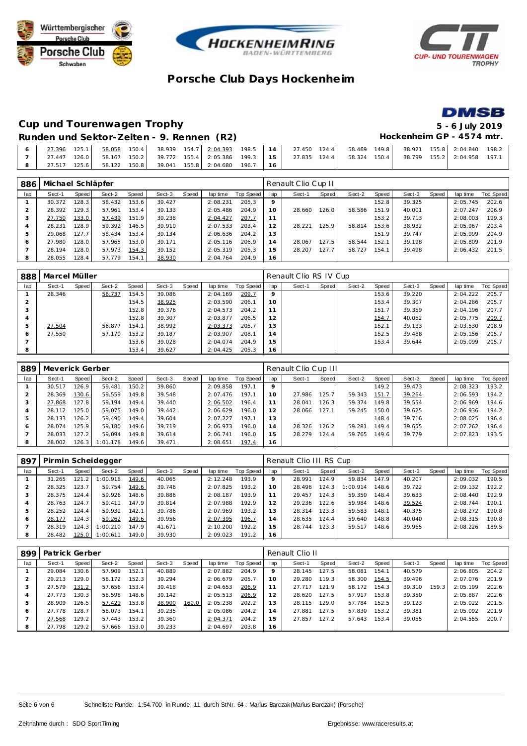# Porsche Club Days Hockenheim

## Cup und Tourenwagen Trophy

**Runden und Sektor-Zeiten - 9. Rennen (R2)**

**5 - 6 July 2019**

**Hockenheim GP - 4574 mtr.**

| lap | Sect-1 | Speed | Sect-2 | Speed | Sect-3 | Speed | lap time | Top Speed | lap | Sect-1 | Speed | Sect-2 | Speed | Sect-3 | Speed | lap time | Top Speed |
|---|---|---|---|---|---|---|---|---|---|---|---|---|---|---|---|---|---|
| 6 | 27.396 | 125.1 | 58.058 | 150.4 | 38.939 | 154.7 | 2:04.393 | 198.5 | 14 | 27.450 | 124.4 | 58.469 | 149.8 | 38.921 | 155.8 | 2:04.840 | 198.2 |
| 7 | 27.447 | 126.0 | 58.167 | 150.2 | 39.772 | 155.4 | 2:05.386 | 199.3 | 15 | 27.835 | 124.4 | 58.324 | 150.4 | 38.799 | 155.2 | 2:04.958 | 197.1 |
| 8 | 27.517 | 125.6 | 58.122 | 150.8 | 39.041 | 155.8 | 2:04.680 | 196.7 | 16 | | | | | | | | |

### 886 Michael Schläpfer — Renault Clio Cup II

| lap | Sect-1 | Speed | Sect-2 | Speed | Sect-3 | Speed | lap time | Top Speed | lap | Sect-1 | Speed | Sect-2 | Speed | Sect-3 | Speed | lap time | Top Speed |
|---|---|---|---|---|---|---|---|---|---|---|---|---|---|---|---|---|---|
| 1 | 30.372 | 128.3 | 58.432 | 153.6 | 39.427 | | 2:08.231 | 205.3 | 9 | | | | 152.8 | 39.325 | | 2:05.745 | 202.6 |
| 2 | 28.392 | 129.3 | 57.961 | 153.4 | 39.133 | | 2:05.486 | 204.9 | 10 | 28.660 | 126.0 | 58.586 | 151.9 | 40.001 | | 2:07.247 | 206.9 |
| 3 | 27.750 | 133.0 | 57.439 | 151.9 | 39.238 | | 2:04.427 | 207.7 | 11 | | | | 153.2 | 39.713 | | 2:08.003 | 199.3 |
| 4 | 28.231 | 128.9 | 59.392 | 146.5 | 39.910 | | 2:07.533 | 203.4 | 12 | 28.221 | 125.9 | 58.814 | 153.6 | 38.932 | | 2:05.967 | 203.4 |
| 5 | 29.068 | 127.7 | 58.434 | 153.4 | 39.134 | | 2:06.636 | 204.2 | 13 | | | | 151.9 | 39.747 | | 2:05.999 | 204.9 |
| 6 | 27.980 | 128.0 | 57.965 | 153.0 | 39.171 | | 2:05.116 | 206.9 | 14 | 28.067 | 127.5 | 58.544 | 152.1 | 39.198 | | 2:05.809 | 201.9 |
| 7 | 28.194 | 128.0 | 57.973 | 154.3 | 39.152 | | 2:05.319 | 205.3 | 15 | 28.207 | 127.7 | 58.727 | 154.1 | 39.498 | | 2:06.432 | 201.5 |
| 8 | 28.055 | 128.4 | 57.779 | 154.1 | 38.930 | | 2:04.764 | 204.9 | 16 | | | | | | | | |

### 888 Marcel Müller — Renault Clio RS IV Cup

| lap | Sect-1 | Speed | Sect-2 | Speed | Sect-3 | Speed | lap time | Top Speed | lap | Sect-1 | Speed | Sect-2 | Speed | Sect-3 | Speed | lap time | Top Speed |
|---|---|---|---|---|---|---|---|---|---|---|---|---|---|---|---|---|---|
| 1 | 28.346 | | 56.737 | 154.5 | 39.086 | | 2:04.169 | 209.7 | 9 | | | | 153.6 | 39.220 | | 2:04.222 | 205.7 |
| 2 | | | | 154.5 | 38.925 | | 2:03.590 | 206.1 | 10 | | | | 153.4 | 39.307 | | 2:04.286 | 205.7 |
| 3 | | | | 152.8 | 39.376 | | 2:04.573 | 204.2 | 11 | | | | 151.7 | 39.359 | | 2:04.196 | 207.7 |
| 4 | | | | 152.8 | 39.307 | | 2:03.877 | 206.5 | 12 | | | | 154.7 | 40.052 | | 2:05.775 | 209.7 |
| 5 | 27.504 | | 56.877 | 154.1 | 38.992 | | 2:03.373 | 205.7 | 13 | | | | 152.1 | 39.133 | | 2:03.530 | 208.9 |
| 6 | 27.550 | | 57.170 | 153.2 | 39.187 | | 2:03.907 | 208.1 | 14 | | | | 152.5 | 39.488 | | 2:05.156 | 205.7 |
| 7 | | | | 153.6 | 39.028 | | 2:04.074 | 204.9 | 15 | | | | 153.4 | 39.644 | | 2:05.099 | 205.7 |
| 8 | | | | 153.4 | 39.627 | | 2:04.425 | 205.3 | 16 | | | | | | | | |

### 889 Meverick Gerber — Renault Clio Cup III

| lap | Sect-1 | Speed | Sect-2 | Speed | Sect-3 | Speed | lap time | Top Speed | lap | Sect-1 | Speed | Sect-2 | Speed | Sect-3 | Speed | lap time | Top Speed |
|---|---|---|---|---|---|---|---|---|---|---|---|---|---|---|---|---|---|
| 1 | 30.517 | 126.9 | 59.481 | 150.2 | 39.860 | | 2:09.858 | 197.1 | 9 | | | | 149.2 | 39.473 | | 2:08.323 | 193.2 |
| 2 | 28.369 | 130.6 | 59.559 | 149.8 | 39.548 | | 2:07.476 | 197.1 | 10 | 27.986 | 125.7 | 59.343 | 151.7 | 39.264 | | 2:06.593 | 194.2 |
| 3 | 27.868 | 127.8 | 59.194 | 149.4 | 39.440 | | 2:06.502 | 196.4 | 11 | 28.041 | 126.3 | 59.374 | 149.8 | 39.554 | | 2:06.969 | 194.6 |
| 4 | 28.112 | 125.0 | 59.075 | 149.0 | 39.442 | | 2:06.629 | 196.0 | 12 | 28.066 | 127.1 | 59.245 | 150.0 | 39.625 | | 2:06.936 | 194.2 |
| 5 | 28.133 | 126.2 | 59.490 | 149.4 | 39.604 | | 2:07.227 | 197.1 | 13 | | | | 148.4 | 39.716 | | 2:08.025 | 196.4 |
| 6 | 28.074 | 125.9 | 59.180 | 149.6 | 39.719 | | 2:06.973 | 196.0 | 14 | 28.326 | 126.2 | 59.281 | 149.4 | 39.655 | | 2:07.262 | 196.4 |
| 7 | 28.033 | 127.2 | 59.094 | 149.8 | 39.614 | | 2:06.741 | 196.0 | 15 | 28.279 | 124.4 | 59.765 | 149.6 | 39.779 | | 2:07.823 | 193.5 |
| 8 | 28.002 | 126.3 | 1:01.178 | 149.6 | 39.471 | | 2:08.651 | 197.4 | 16 | | | | | | | | |

### 897 Pirmin Scheidegger — Renault Clio III RS Cup

| lap | Sect-1 | Speed | Sect-2 | Speed | Sect-3 | Speed | lap time | Top Speed | lap | Sect-1 | Speed | Sect-2 | Speed | Sect-3 | Speed | lap time | Top Speed |
|---|---|---|---|---|---|---|---|---|---|---|---|---|---|---|---|---|---|
| 1 | 31.265 | 121.2 | 1:00.918 | 149.6 | 40.065 | | 2:12.248 | 193.9 | 9 | 28.991 | 124.9 | 59.834 | 147.9 | 40.207 | | 2:09.032 | 190.5 |
| 2 | 28.325 | 123.7 | 59.754 | 149.6 | 39.746 | | 2:07.825 | 193.2 | 10 | 28.496 | 124.3 | 1:00.914 | 148.6 | 39.722 | | 2:09.132 | 192.2 |
| 3 | 28.375 | 124.4 | 59.926 | 148.6 | 39.886 | | 2:08.187 | 193.9 | 11 | 29.457 | 124.3 | 59.350 | 148.4 | 39.633 | | 2:08.440 | 192.9 |
| 4 | 28.763 | 124.7 | 59.411 | 147.9 | 39.814 | | 2:07.988 | 192.9 | 12 | 29.236 | 122.6 | 59.984 | 148.6 | 39.524 | | 2:08.744 | 190.1 |
| 5 | 28.252 | 124.4 | 59.931 | 142.1 | 39.786 | | 2:07.969 | 193.2 | 13 | 28.314 | 123.3 | 59.583 | 148.1 | 40.375 | | 2:08.272 | 190.8 |
| 6 | 28.177 | 124.3 | 59.262 | 149.6 | 39.956 | | 2:07.395 | 196.7 | 14 | 28.635 | 124.4 | 59.640 | 148.8 | 40.040 | | 2:08.315 | 190.8 |
| 7 | 28.319 | 124.3 | 1:00.210 | 147.9 | 41.671 | | 2:10.200 | 192.2 | 15 | 28.744 | 123.3 | 59.517 | 148.6 | 39.965 | | 2:08.226 | 189.5 |
| 8 | 28.482 | 125.0 | 1:00.611 | 149.0 | 39.930 | | 2:09.023 | 191.2 | 16 | | | | | | | | |

### 899 Patrick Gerber — Renault Clio II

| lap | Sect-1 | Speed | Sect-2 | Speed | Sect-3 | Speed | lap time | Top Speed | lap | Sect-1 | Speed | Sect-2 | Speed | Sect-3 | Speed | lap time | Top Speed |
|---|---|---|---|---|---|---|---|---|---|---|---|---|---|---|---|---|---|
| 1 | 29.084 | 130.6 | 57.909 | 152.1 | 40.889 | | 2:07.882 | 204.9 | 9 | 28.145 | 127.5 | 58.081 | 154.1 | 40.579 | | 2:06.805 | 204.2 |
| 2 | 29.213 | 129.0 | 58.172 | 152.3 | 39.294 | | 2:06.679 | 205.7 | 10 | 29.280 | 119.3 | 58.300 | 154.5 | 39.496 | | 2:07.076 | 201.9 |
| 3 | 27.579 | 131.2 | 57.656 | 153.4 | 39.418 | | 2:04.653 | 206.9 | 11 | 27.717 | 121.9 | 58.172 | 154.3 | 39.310 | 159.3 | 2:05.199 | 202.6 |
| 4 | 27.773 | 130.3 | 58.598 | 148.6 | 39.142 | | 2:05.513 | 206.9 | 12 | 28.620 | 127.5 | 57.917 | 153.8 | 39.350 | | 2:05.887 | 202.6 |
| 5 | 28.909 | 126.5 | 57.429 | 153.8 | 38.900 | 160.0 | 2:05.238 | 202.2 | 13 | 28.115 | 129.0 | 57.784 | 152.5 | 39.123 | | 2:05.022 | 201.5 |
| 6 | 27.778 | 128.7 | 58.073 | 154.1 | 39.235 | | 2:05.086 | 204.2 | 14 | 27.881 | 127.5 | 57.830 | 153.2 | 39.381 | | 2:05.092 | 201.9 |
| 7 | 27.568 | 129.2 | 57.443 | 153.2 | 39.360 | | 2:04.371 | 204.2 | 15 | 27.857 | 127.2 | 57.643 | 153.4 | 39.055 | | 2:04.555 | 200.7 |
| 8 | 27.798 | 129.2 | 57.666 | 153.0 | 39.233 | | 2:04.697 | 203.8 | 16 | | | | | | | | |

Schnellste Runde: 1:54.700 in Runde 11 durch StNr. 64 : Marius Barczak(Marius Barczak) (Porsche)

Zeitnahme durch : SDO SportTiming

Ergebnisse: www.raceresults.at